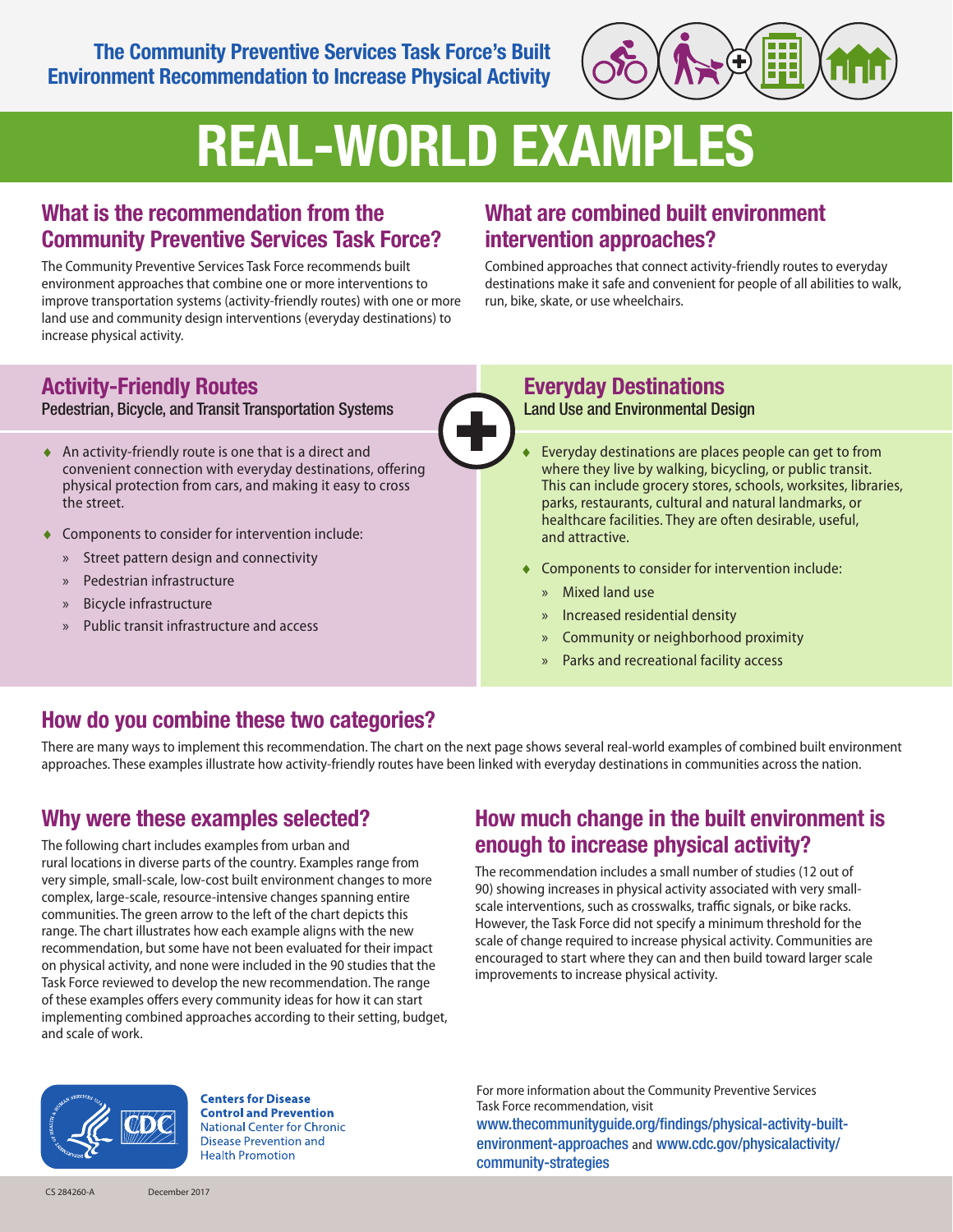**The Community Preventive Services Task Force's Built Environment Recommendation to Increase Physical Activity**

# REAL-WORLD EXAMPLES

## What is the recommendation from the Community Preventive Services Task Force?

The Community Preventive Services Task Force recommends built environment approaches that combine one or more interventions to improve transportation systems (activity-friendly routes) with one or more land use and community design interventions (everyday destinations) to increase physical activity.

## What are combined built environment intervention approaches?

Combined approaches that connect activity-friendly routes to everyday destinations make it safe and convenient for people of all abilities to walk, run, bike, skate, or use wheelchairs.

## Activity-Friendly Routes

Pedestrian, Bicycle, and Transit Transportation Systems

- An activity-friendly route is one that is a direct and convenient connection with everyday destinations, offering physical protection from cars, and making it easy to cross the street.
- Components to consider for intervention include:
  - Street pattern design and connectivity
  - Pedestrian infrastructure
  - Bicycle infrastructure
  - Public transit infrastructure and access

## Everyday Destinations

Land Use and Environmental Design

- Everyday destinations are places people can get to from where they live by walking, bicycling, or public transit. This can include grocery stores, schools, worksites, libraries, parks, restaurants, cultural and natural landmarks, or healthcare facilities. They are often desirable, useful, and attractive.
- Components to consider for intervention include:
  - Mixed land use
  - Increased residential density
  - Community or neighborhood proximity
  - Parks and recreational facility access

## How do you combine these two categories?

There are many ways to implement this recommendation. The chart on the next page shows several real-world examples of combined built environment approaches. These examples illustrate how activity-friendly routes have been linked with everyday destinations in communities across the nation.

## Why were these examples selected?

The following chart includes examples from urban and rural locations in diverse parts of the country. Examples range from very simple, small-scale, low-cost built environment changes to more complex, large-scale, resource-intensive changes spanning entire communities. The green arrow to the left of the chart depicts this range. The chart illustrates how each example aligns with the new recommendation, but some have not been evaluated for their impact on physical activity, and none were included in the 90 studies that the Task Force reviewed to develop the new recommendation. The range of these examples offers every community ideas for how it can start implementing combined approaches according to their setting, budget, and scale of work.

## How much change in the built environment is enough to increase physical activity?

The recommendation includes a small number of studies (12 out of 90) showing increases in physical activity associated with very small-scale interventions, such as crosswalks, traffic signals, or bike racks. However, the Task Force did not specify a minimum threshold for the scale of change required to increase physical activity. Communities are encouraged to start where they can and then build toward larger scale improvements to increase physical activity.

Centers for Disease Control and Prevention
National Center for Chronic Disease Prevention and Health Promotion

For more information about the Community Preventive Services Task Force recommendation, visit www.thecommunityguide.org/findings/physical-activity-built-environment-approaches and www.cdc.gov/physicalactivity/community-strategies

CS 284260-A December 2017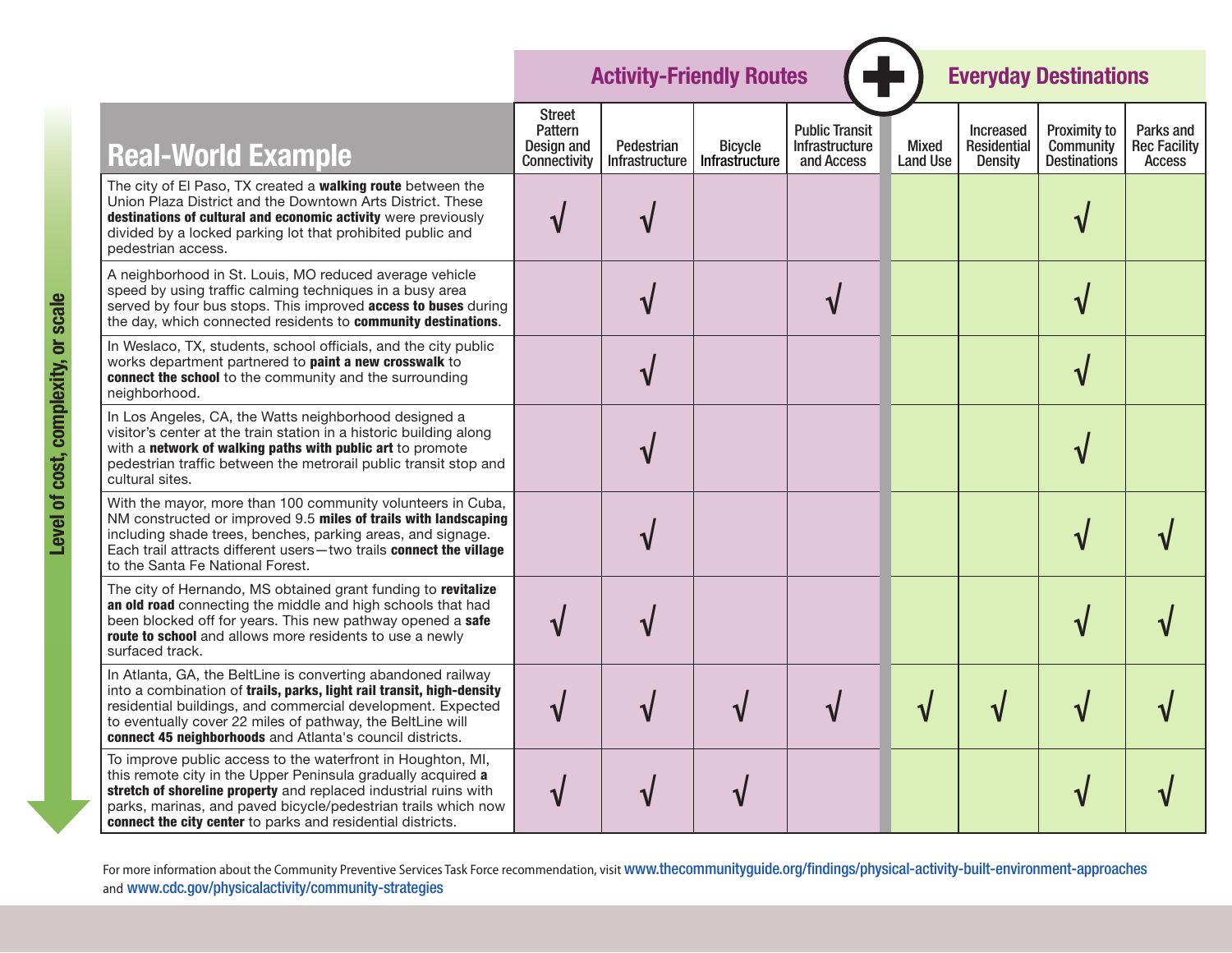| Real-World Example | Activity-Friendly Routes | | | | Everyday Destinations | | | |
|---|---|---|---|---|---|---|---|---|
| | Street Pattern Design and Connectivity | Pedestrian Infrastructure | Bicycle Infrastructure | Public Transit Infrastructure and Access | Mixed Land Use | Increased Residential Density | Proximity to Community Destinations | Parks and Rec Facility Access |
| The city of El Paso, TX created a **walking route** between the Union Plaza District and the Downtown Arts District. These **destinations of cultural and economic activity** were previously divided by a locked parking lot that prohibited public and pedestrian access. | √ | √ | | | | | √ | |
| A neighborhood in St. Louis, MO reduced average vehicle speed by using traffic calming techniques in a busy area served by four bus stops. This improved **access to buses** during the day, which connected residents to **community destinations**. | | √ | | √ | | | √ | |
| In Weslaco, TX, students, school officials, and the city public works department partnered to **paint a new crosswalk** to **connect the school** to the community and the surrounding neighborhood. | | √ | | | | | √ | |
| In Los Angeles, CA, the Watts neighborhood designed a visitor's center at the train station in a historic building along with a **network of walking paths with public art** to promote pedestrian traffic between the metrorail public transit stop and cultural sites. | | √ | | | | | √ | |
| With the mayor, more than 100 community volunteers in Cuba, NM constructed or improved 9.5 **miles of trails with landscaping** including shade trees, benches, parking areas, and signage. Each trail attracts different users—two trails **connect the village** to the Santa Fe National Forest. | | √ | | | | | √ | √ |
| The city of Hernando, MS obtained grant funding to **revitalize an old road** connecting the middle and high schools that had been blocked off for years. This new pathway opened a **safe route to school** and allows more residents to use a newly surfaced track. | √ | √ | | | | | √ | √ |
| In Atlanta, GA, the BeltLine is converting abandoned railway into a combination of **trails, parks, light rail transit, high-density** residential buildings, and commercial development. Expected to eventually cover 22 miles of pathway, the BeltLine will **connect 45 neighborhoods** and Atlanta's council districts. | √ | √ | √ | √ | √ | √ | √ | √ |
| To improve public access to the waterfront in Houghton, MI, this remote city in the Upper Peninsula gradually acquired **a stretch of shoreline property** and replaced industrial ruins with parks, marinas, and paved bicycle/pedestrian trails which now **connect the city center** to parks and residential districts. | √ | √ | √ | | | | √ | √ |

Level of cost, complexity, or scale

For more information about the Community Preventive Services Task Force recommendation, visit www.thecommunityguide.org/findings/physical-activity-built-environment-approaches and www.cdc.gov/physicalactivity/community-strategies